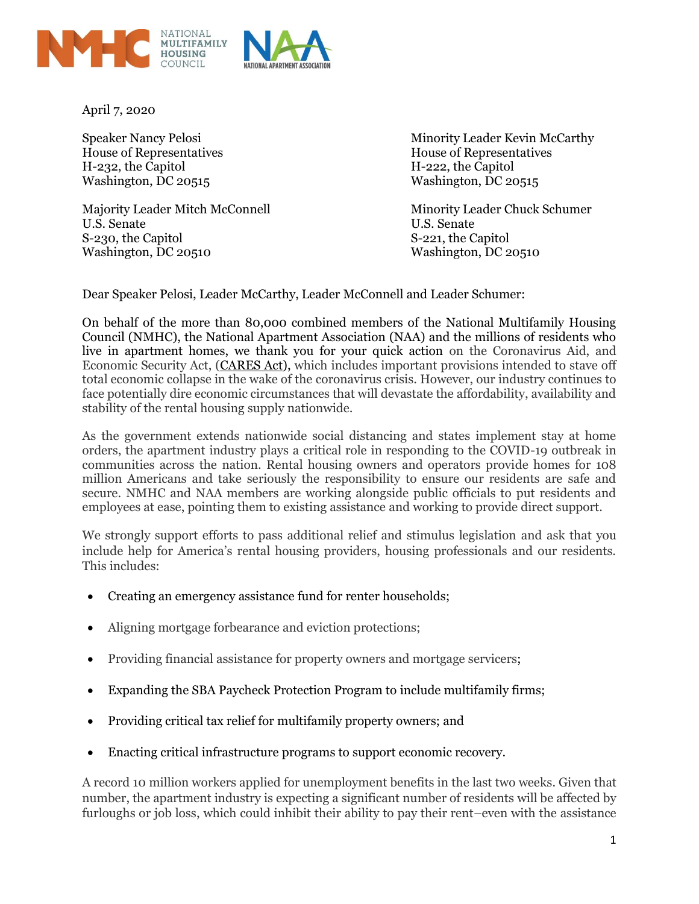April 7, 2020

Speaker Nancy Pelosi
House of Representatives
H-232, the Capitol
Washington, DC 20515

Minority Leader Kevin McCarthy
House of Representatives
H-222, the Capitol
Washington, DC 20515

Majority Leader Mitch McConnell
U.S. Senate
S-230, the Capitol
Washington, DC 20510

Minority Leader Chuck Schumer
U.S. Senate
S-221, the Capitol
Washington, DC 20510

Dear Speaker Pelosi, Leader McCarthy, Leader McConnell and Leader Schumer:

On behalf of the more than 80,000 combined members of the National Multifamily Housing Council (NMHC), the National Apartment Association (NAA) and the millions of residents who live in apartment homes, we thank you for your quick action on the Coronavirus Aid, and Economic Security Act, (CARES Act), which includes important provisions intended to stave off total economic collapse in the wake of the coronavirus crisis. However, our industry continues to face potentially dire economic circumstances that will devastate the affordability, availability and stability of the rental housing supply nationwide.

As the government extends nationwide social distancing and states implement stay at home orders, the apartment industry plays a critical role in responding to the COVID-19 outbreak in communities across the nation. Rental housing owners and operators provide homes for 108 million Americans and take seriously the responsibility to ensure our residents are safe and secure. NMHC and NAA members are working alongside public officials to put residents and employees at ease, pointing them to existing assistance and working to provide direct support.

We strongly support efforts to pass additional relief and stimulus legislation and ask that you include help for America's rental housing providers, housing professionals and our residents. This includes:

- Creating an emergency assistance fund for renter households;
- Aligning mortgage forbearance and eviction protections;
- Providing financial assistance for property owners and mortgage servicers;
- Expanding the SBA Paycheck Protection Program to include multifamily firms;
- Providing critical tax relief for multifamily property owners; and
- Enacting critical infrastructure programs to support economic recovery.

A record 10 million workers applied for unemployment benefits in the last two weeks. Given that number, the apartment industry is expecting a significant number of residents will be affected by furloughs or job loss, which could inhibit their ability to pay their rent–even with the assistance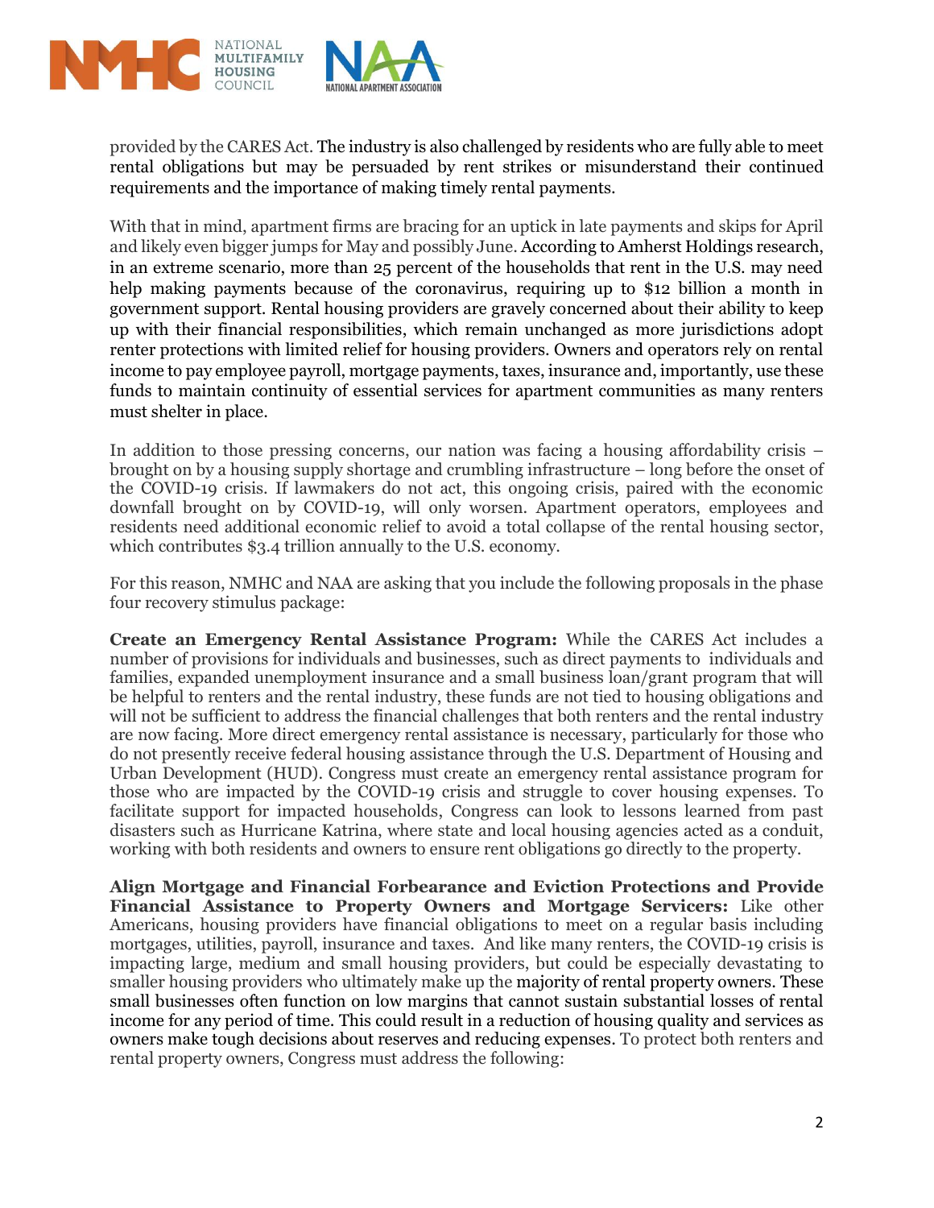provided by the CARES Act. The industry is also challenged by residents who are fully able to meet rental obligations but may be persuaded by rent strikes or misunderstand their continued requirements and the importance of making timely rental payments.

With that in mind, apartment firms are bracing for an uptick in late payments and skips for April and likely even bigger jumps for May and possibly June. According to Amherst Holdings research, in an extreme scenario, more than 25 percent of the households that rent in the U.S. may need help making payments because of the coronavirus, requiring up to $12 billion a month in government support. Rental housing providers are gravely concerned about their ability to keep up with their financial responsibilities, which remain unchanged as more jurisdictions adopt renter protections with limited relief for housing providers. Owners and operators rely on rental income to pay employee payroll, mortgage payments, taxes, insurance and, importantly, use these funds to maintain continuity of essential services for apartment communities as many renters must shelter in place.

In addition to those pressing concerns, our nation was facing a housing affordability crisis – brought on by a housing supply shortage and crumbling infrastructure – long before the onset of the COVID-19 crisis. If lawmakers do not act, this ongoing crisis, paired with the economic downfall brought on by COVID-19, will only worsen. Apartment operators, employees and residents need additional economic relief to avoid a total collapse of the rental housing sector, which contributes $3.4 trillion annually to the U.S. economy.

For this reason, NMHC and NAA are asking that you include the following proposals in the phase four recovery stimulus package:

**Create an Emergency Rental Assistance Program:** While the CARES Act includes a number of provisions for individuals and businesses, such as direct payments to individuals and families, expanded unemployment insurance and a small business loan/grant program that will be helpful to renters and the rental industry, these funds are not tied to housing obligations and will not be sufficient to address the financial challenges that both renters and the rental industry are now facing. More direct emergency rental assistance is necessary, particularly for those who do not presently receive federal housing assistance through the U.S. Department of Housing and Urban Development (HUD). Congress must create an emergency rental assistance program for those who are impacted by the COVID-19 crisis and struggle to cover housing expenses. To facilitate support for impacted households, Congress can look to lessons learned from past disasters such as Hurricane Katrina, where state and local housing agencies acted as a conduit, working with both residents and owners to ensure rent obligations go directly to the property.

**Align Mortgage and Financial Forbearance and Eviction Protections and Provide Financial Assistance to Property Owners and Mortgage Servicers:** Like other Americans, housing providers have financial obligations to meet on a regular basis including mortgages, utilities, payroll, insurance and taxes. And like many renters, the COVID-19 crisis is impacting large, medium and small housing providers, but could be especially devastating to smaller housing providers who ultimately make up the majority of rental property owners. These small businesses often function on low margins that cannot sustain substantial losses of rental income for any period of time. This could result in a reduction of housing quality and services as owners make tough decisions about reserves and reducing expenses. To protect both renters and rental property owners, Congress must address the following: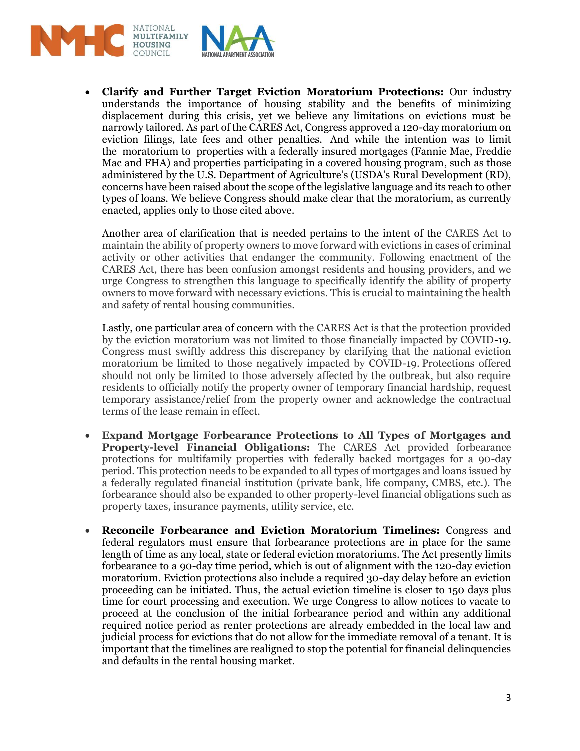- **Clarify and Further Target Eviction Moratorium Protections:** Our industry understands the importance of housing stability and the benefits of minimizing displacement during this crisis, yet we believe any limitations on evictions must be narrowly tailored. As part of the CARES Act, Congress approved a 120-day moratorium on eviction filings, late fees and other penalties. And while the intention was to limit the moratorium to properties with a federally insured mortgages (Fannie Mae, Freddie Mac and FHA) and properties participating in a covered housing program, such as those administered by the U.S. Department of Agriculture's (USDA's Rural Development (RD), concerns have been raised about the scope of the legislative language and its reach to other types of loans. We believe Congress should make clear that the moratorium, as currently enacted, applies only to those cited above.

  Another area of clarification that is needed pertains to the intent of the CARES Act to maintain the ability of property owners to move forward with evictions in cases of criminal activity or other activities that endanger the community. Following enactment of the CARES Act, there has been confusion amongst residents and housing providers, and we urge Congress to strengthen this language to specifically identify the ability of property owners to move forward with necessary evictions. This is crucial to maintaining the health and safety of rental housing communities.

  Lastly, one particular area of concern with the CARES Act is that the protection provided by the eviction moratorium was not limited to those financially impacted by COVID-19. Congress must swiftly address this discrepancy by clarifying that the national eviction moratorium be limited to those negatively impacted by COVID-19. Protections offered should not only be limited to those adversely affected by the outbreak, but also require residents to officially notify the property owner of temporary financial hardship, request temporary assistance/relief from the property owner and acknowledge the contractual terms of the lease remain in effect.

- **Expand Mortgage Forbearance Protections to All Types of Mortgages and Property-level Financial Obligations:** The CARES Act provided forbearance protections for multifamily properties with federally backed mortgages for a 90-day period. This protection needs to be expanded to all types of mortgages and loans issued by a federally regulated financial institution (private bank, life company, CMBS, etc.). The forbearance should also be expanded to other property-level financial obligations such as property taxes, insurance payments, utility service, etc.

- **Reconcile Forbearance and Eviction Moratorium Timelines:** Congress and federal regulators must ensure that forbearance protections are in place for the same length of time as any local, state or federal eviction moratoriums. The Act presently limits forbearance to a 90-day time period, which is out of alignment with the 120-day eviction moratorium. Eviction protections also include a required 30-day delay before an eviction proceeding can be initiated. Thus, the actual eviction timeline is closer to 150 days plus time for court processing and execution. We urge Congress to allow notices to vacate to proceed at the conclusion of the initial forbearance period and within any additional required notice period as renter protections are already embedded in the local law and judicial process for evictions that do not allow for the immediate removal of a tenant. It is important that the timelines are realigned to stop the potential for financial delinquencies and defaults in the rental housing market.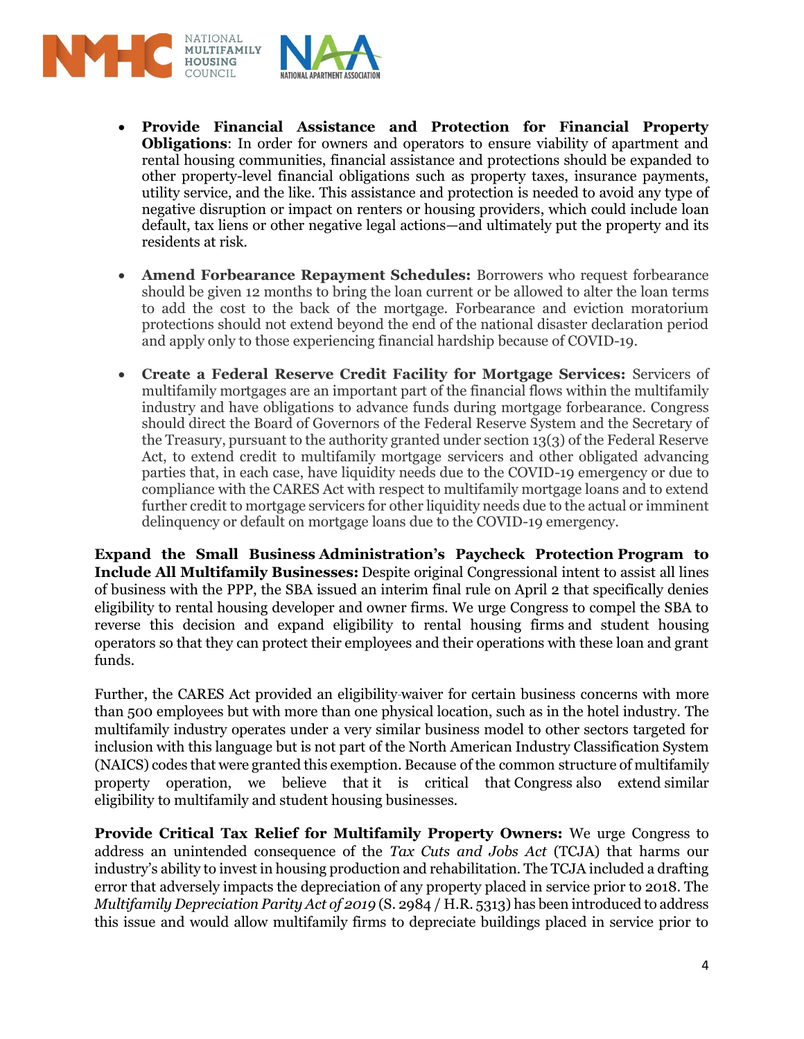- **Provide Financial Assistance and Protection for Financial Property Obligations**: In order for owners and operators to ensure viability of apartment and rental housing communities, financial assistance and protections should be expanded to other property-level financial obligations such as property taxes, insurance payments, utility service, and the like. This assistance and protection is needed to avoid any type of negative disruption or impact on renters or housing providers, which could include loan default, tax liens or other negative legal actions—and ultimately put the property and its residents at risk.

- **Amend Forbearance Repayment Schedules:** Borrowers who request forbearance should be given 12 months to bring the loan current or be allowed to alter the loan terms to add the cost to the back of the mortgage. Forbearance and eviction moratorium protections should not extend beyond the end of the national disaster declaration period and apply only to those experiencing financial hardship because of COVID-19.

- **Create a Federal Reserve Credit Facility for Mortgage Services:** Servicers of multifamily mortgages are an important part of the financial flows within the multifamily industry and have obligations to advance funds during mortgage forbearance. Congress should direct the Board of Governors of the Federal Reserve System and the Secretary of the Treasury, pursuant to the authority granted under section 13(3) of the Federal Reserve Act, to extend credit to multifamily mortgage servicers and other obligated advancing parties that, in each case, have liquidity needs due to the COVID-19 emergency or due to compliance with the CARES Act with respect to multifamily mortgage loans and to extend further credit to mortgage servicers for other liquidity needs due to the actual or imminent delinquency or default on mortgage loans due to the COVID-19 emergency.

**Expand the Small Business Administration's Paycheck Protection Program to Include All Multifamily Businesses:** Despite original Congressional intent to assist all lines of business with the PPP, the SBA issued an interim final rule on April 2 that specifically denies eligibility to rental housing developer and owner firms. We urge Congress to compel the SBA to reverse this decision and expand eligibility to rental housing firms and student housing operators so that they can protect their employees and their operations with these loan and grant funds.

Further, the CARES Act provided an eligibility-waiver for certain business concerns with more than 500 employees but with more than one physical location, such as in the hotel industry. The multifamily industry operates under a very similar business model to other sectors targeted for inclusion with this language but is not part of the North American Industry Classification System (NAICS) codes that were granted this exemption. Because of the common structure of multifamily property operation, we believe that it is critical that Congress also extend similar eligibility to multifamily and student housing businesses.

**Provide Critical Tax Relief for Multifamily Property Owners:** We urge Congress to address an unintended consequence of the *Tax Cuts and Jobs Act* (TCJA) that harms our industry's ability to invest in housing production and rehabilitation. The TCJA included a drafting error that adversely impacts the depreciation of any property placed in service prior to 2018. The *Multifamily Depreciation Parity Act of 2019* (S. 2984 / H.R. 5313) has been introduced to address this issue and would allow multifamily firms to depreciate buildings placed in service prior to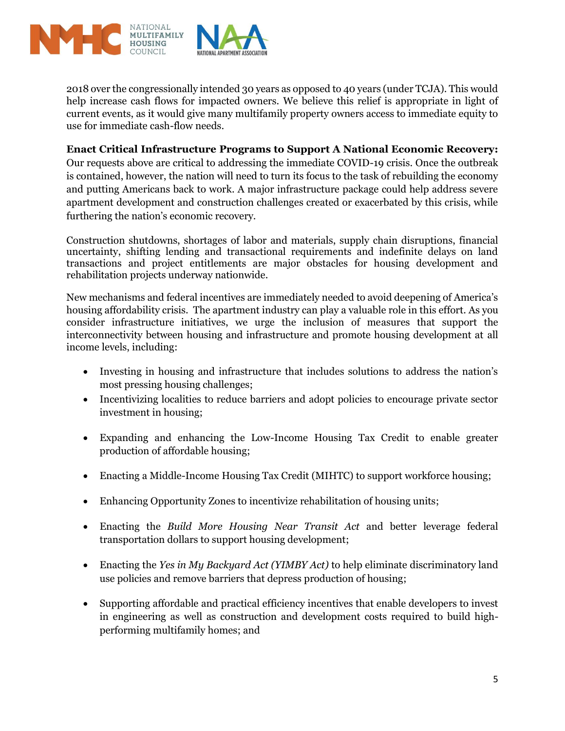2018 over the congressionally intended 30 years as opposed to 40 years (under TCJA). This would help increase cash flows for impacted owners. We believe this relief is appropriate in light of current events, as it would give many multifamily property owners access to immediate equity to use for immediate cash-flow needs.

**Enact Critical Infrastructure Programs to Support A National Economic Recovery:** Our requests above are critical to addressing the immediate COVID-19 crisis. Once the outbreak is contained, however, the nation will need to turn its focus to the task of rebuilding the economy and putting Americans back to work. A major infrastructure package could help address severe apartment development and construction challenges created or exacerbated by this crisis, while furthering the nation's economic recovery.

Construction shutdowns, shortages of labor and materials, supply chain disruptions, financial uncertainty, shifting lending and transactional requirements and indefinite delays on land transactions and project entitlements are major obstacles for housing development and rehabilitation projects underway nationwide.

New mechanisms and federal incentives are immediately needed to avoid deepening of America's housing affordability crisis. The apartment industry can play a valuable role in this effort. As you consider infrastructure initiatives, we urge the inclusion of measures that support the interconnectivity between housing and infrastructure and promote housing development at all income levels, including:

- Investing in housing and infrastructure that includes solutions to address the nation's most pressing housing challenges;
- Incentivizing localities to reduce barriers and adopt policies to encourage private sector investment in housing;
- Expanding and enhancing the Low-Income Housing Tax Credit to enable greater production of affordable housing;
- Enacting a Middle-Income Housing Tax Credit (MIHTC) to support workforce housing;
- Enhancing Opportunity Zones to incentivize rehabilitation of housing units;
- Enacting the *Build More Housing Near Transit Act* and better leverage federal transportation dollars to support housing development;
- Enacting the *Yes in My Backyard Act (YIMBY Act)* to help eliminate discriminatory land use policies and remove barriers that depress production of housing;
- Supporting affordable and practical efficiency incentives that enable developers to invest in engineering as well as construction and development costs required to build high-performing multifamily homes; and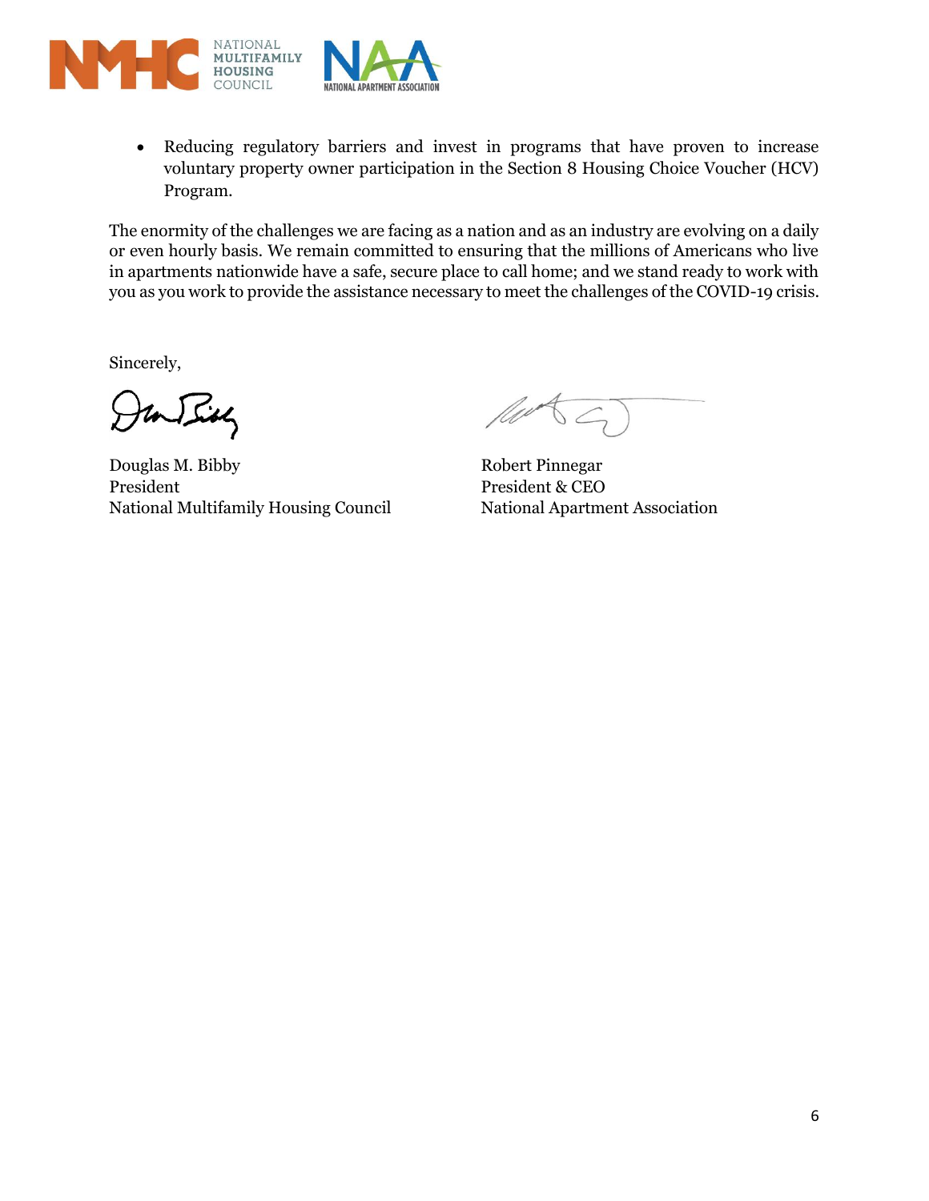- Reducing regulatory barriers and invest in programs that have proven to increase voluntary property owner participation in the Section 8 Housing Choice Voucher (HCV) Program.

The enormity of the challenges we are facing as a nation and as an industry are evolving on a daily or even hourly basis. We remain committed to ensuring that the millions of Americans who live in apartments nationwide have a safe, secure place to call home; and we stand ready to work with you as you work to provide the assistance necessary to meet the challenges of the COVID-19 crisis.

Sincerely,

Douglas M. Bibby
President
National Multifamily Housing Council

Robert Pinnegar
President & CEO
National Apartment Association